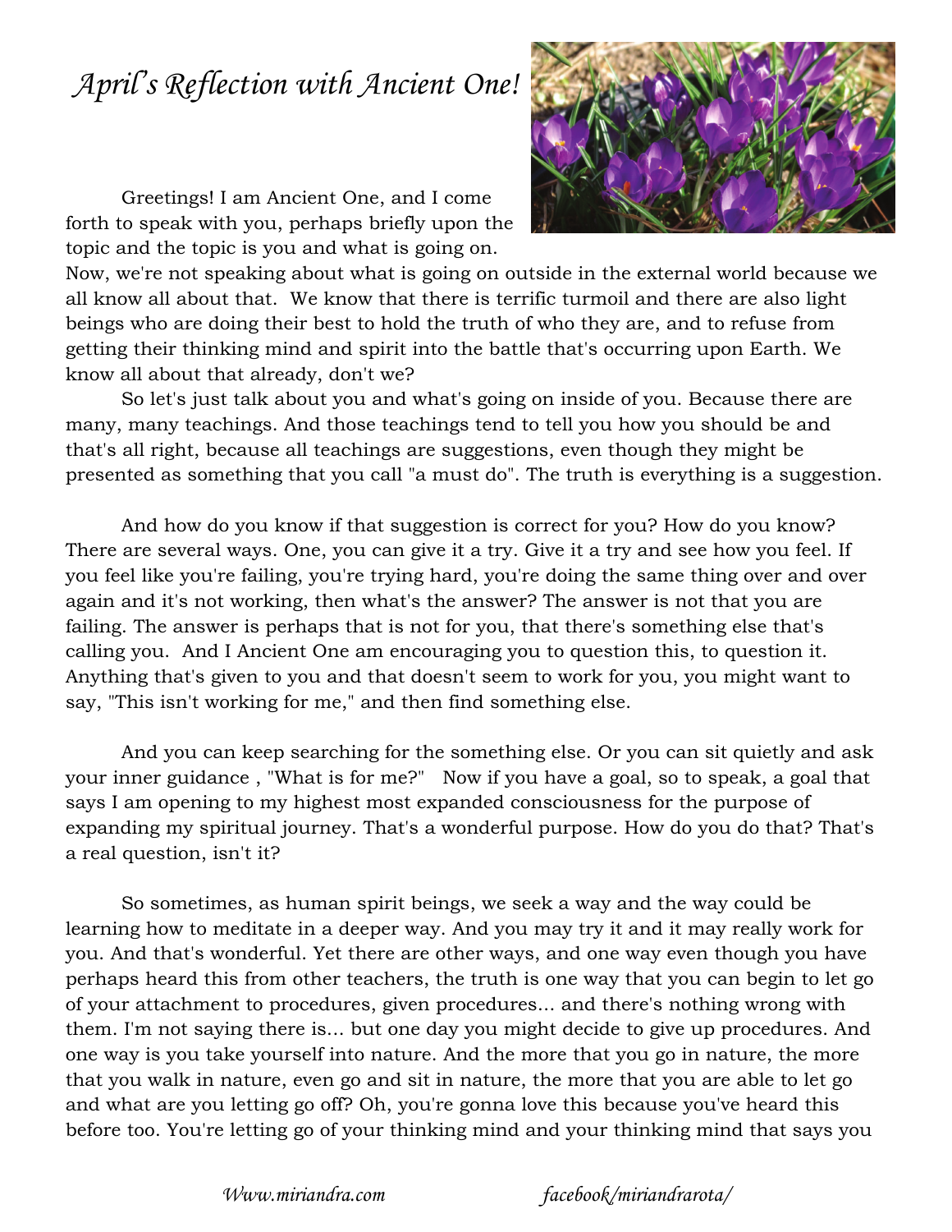# *April's Reflection with Ancient One!*

Greetings! I am Ancient One, and I come forth to speak with you, perhaps briefly upon the topic and the topic is you and what is going on. Now, we're not speaking about what is going on outside in the external world because we all know all about that. We know that there is terrific turmoil and there are also light beings who are doing their best to hold the truth of who they are, and to refuse from getting their thinking mind and spirit into the battle that's occurring upon Earth. We know all about that already, don't we?

So let's just talk about you and what's going on inside of you. Because there are many, many teachings. And those teachings tend to tell you how you should be and that's all right, because all teachings are suggestions, even though they might be presented as something that you call "a must do". The truth is everything is a suggestion.

And how do you know if that suggestion is correct for you? How do you know? There are several ways. One, you can give it a try. Give it a try and see how you feel. If you feel like you're failing, you're trying hard, you're doing the same thing over and over again and it's not working, then what's the answer? The answer is not that you are failing. The answer is perhaps that is not for you, that there's something else that's calling you. And I Ancient One am encouraging you to question this, to question it. Anything that's given to you and that doesn't seem to work for you, you might want to say, "This isn't working for me," and then find something else.

And you can keep searching for the something else. Or you can sit quietly and ask your inner guidance , "What is for me?" Now if you have a goal, so to speak, a goal that says I am opening to my highest most expanded consciousness for the purpose of expanding my spiritual journey. That's a wonderful purpose. How do you do that? That's a real question, isn't it?

So sometimes, as human spirit beings, we seek a way and the way could be learning how to meditate in a deeper way. And you may try it and it may really work for you. And that's wonderful. Yet there are other ways, and one way even though you have perhaps heard this from other teachers, the truth is one way that you can begin to let go of your attachment to procedures, given procedures... and there's nothing wrong with them. I'm not saying there is... but one day you might decide to give up procedures. And one way is you take yourself into nature. And the more that you go in nature, the more that you walk in nature, even go and sit in nature, the more that you are able to let go and what are you letting go off? Oh, you're gonna love this because you've heard this before too. You're letting go of your thinking mind and your thinking mind that says you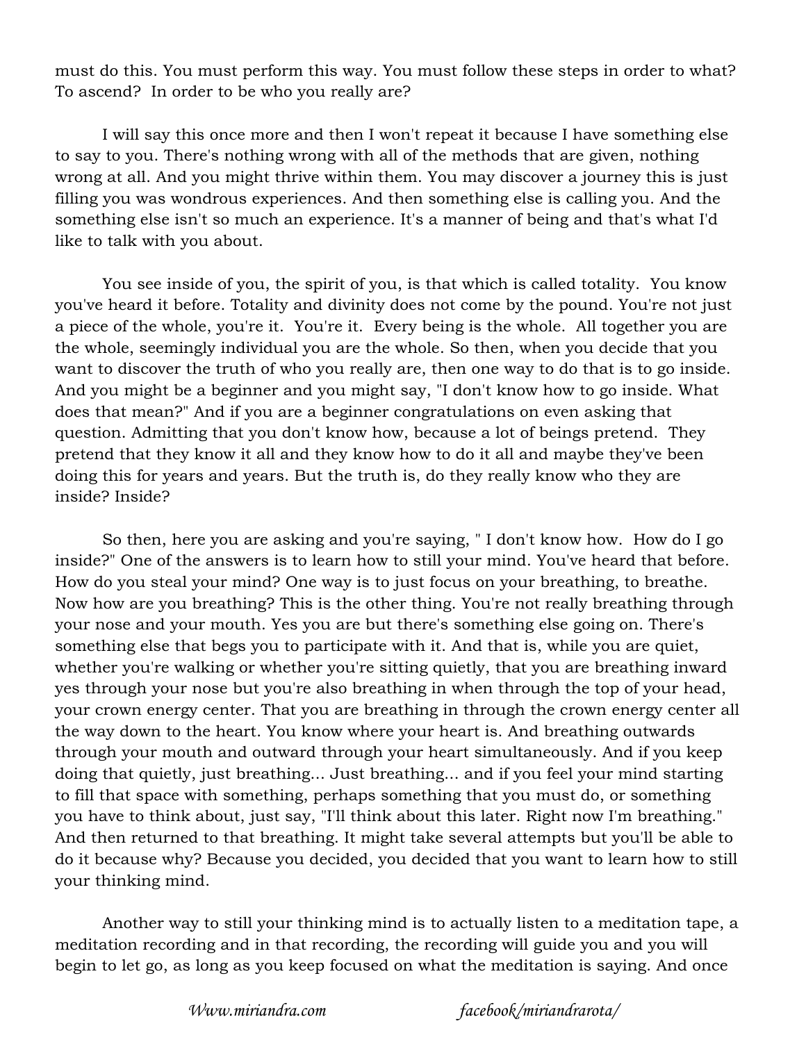must do this. You must perform this way. You must follow these steps in order to what? To ascend? In order to be who you really are?

I will say this once more and then I won't repeat it because I have something else to say to you. There's nothing wrong with all of the methods that are given, nothing wrong at all. And you might thrive within them. You may discover a journey this is just filling you was wondrous experiences. And then something else is calling you. And the something else isn't so much an experience. It's a manner of being and that's what I'd like to talk with you about.

You see inside of you, the spirit of you, is that which is called totality. You know you've heard it before. Totality and divinity does not come by the pound. You're not just a piece of the whole, you're it. You're it. Every being is the whole. All together you are the whole, seemingly individual you are the whole. So then, when you decide that you want to discover the truth of who you really are, then one way to do that is to go inside. And you might be a beginner and you might say, "I don't know how to go inside. What does that mean?" And if you are a beginner congratulations on even asking that question. Admitting that you don't know how, because a lot of beings pretend. They pretend that they know it all and they know how to do it all and maybe they've been doing this for years and years. But the truth is, do they really know who they are inside? Inside?

So then, here you are asking and you're saying, " I don't know how. How do I go inside?" One of the answers is to learn how to still your mind. You've heard that before. How do you steal your mind? One way is to just focus on your breathing, to breathe. Now how are you breathing? This is the other thing. You're not really breathing through your nose and your mouth. Yes you are but there's something else going on. There's something else that begs you to participate with it. And that is, while you are quiet, whether you're walking or whether you're sitting quietly, that you are breathing inward yes through your nose but you're also breathing in when through the top of your head, your crown energy center. That you are breathing in through the crown energy center all the way down to the heart. You know where your heart is. And breathing outwards through your mouth and outward through your heart simultaneously. And if you keep doing that quietly, just breathing... Just breathing... and if you feel your mind starting to fill that space with something, perhaps something that you must do, or something you have to think about, just say, "I'll think about this later. Right now I'm breathing." And then returned to that breathing. It might take several attempts but you'll be able to do it because why? Because you decided, you decided that you want to learn how to still your thinking mind.

Another way to still your thinking mind is to actually listen to a meditation tape, a meditation recording and in that recording, the recording will guide you and you will begin to let go, as long as you keep focused on what the meditation is saying. And once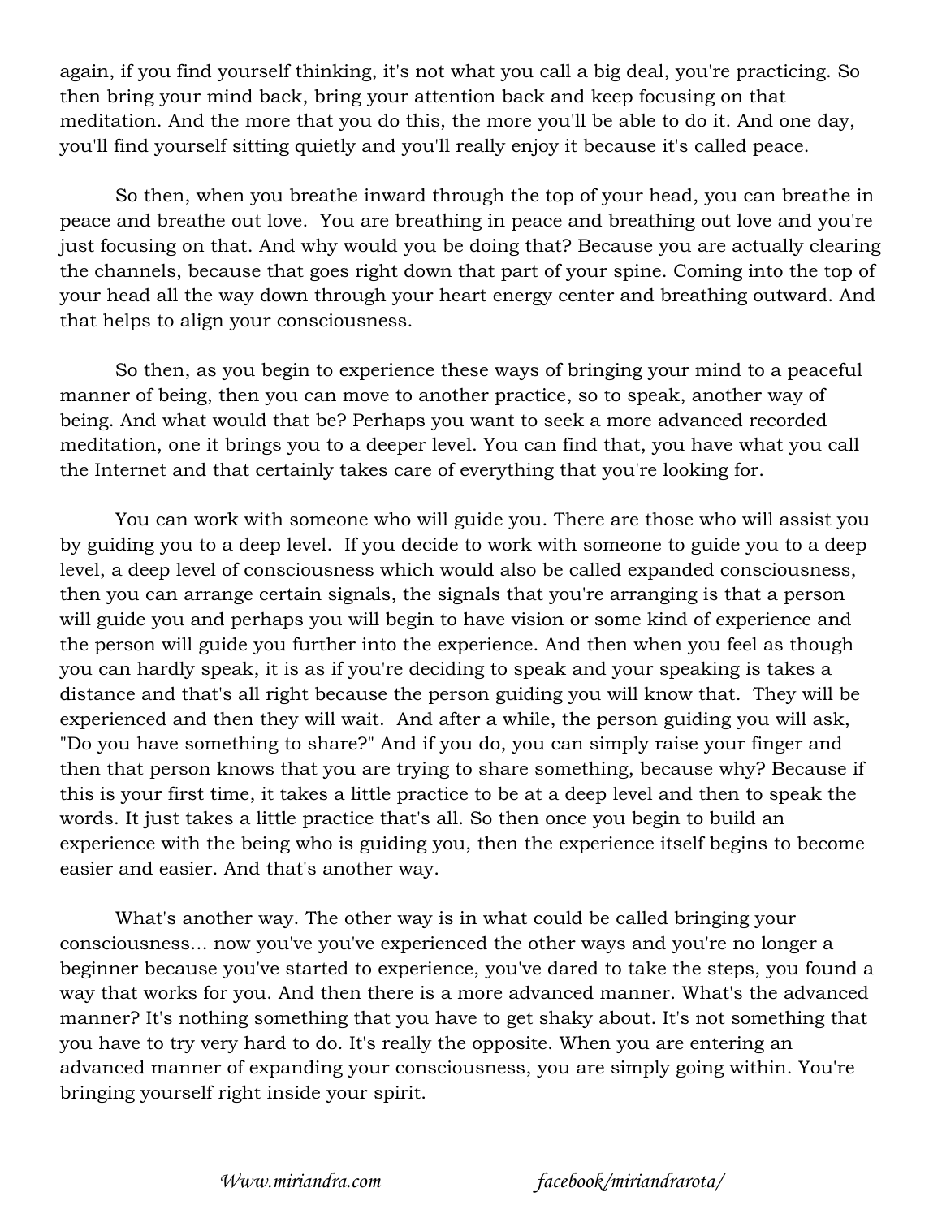again, if you find yourself thinking, it's not what you call a big deal, you're practicing. So then bring your mind back, bring your attention back and keep focusing on that meditation. And the more that you do this, the more you'll be able to do it. And one day, you'll find yourself sitting quietly and you'll really enjoy it because it's called peace.

So then, when you breathe inward through the top of your head, you can breathe in peace and breathe out love. You are breathing in peace and breathing out love and you're just focusing on that. And why would you be doing that? Because you are actually clearing the channels, because that goes right down that part of your spine. Coming into the top of your head all the way down through your heart energy center and breathing outward. And that helps to align your consciousness.

So then, as you begin to experience these ways of bringing your mind to a peaceful manner of being, then you can move to another practice, so to speak, another way of being. And what would that be? Perhaps you want to seek a more advanced recorded meditation, one it brings you to a deeper level. You can find that, you have what you call the Internet and that certainly takes care of everything that you're looking for.

You can work with someone who will guide you. There are those who will assist you by guiding you to a deep level. If you decide to work with someone to guide you to a deep level, a deep level of consciousness which would also be called expanded consciousness, then you can arrange certain signals, the signals that you're arranging is that a person will guide you and perhaps you will begin to have vision or some kind of experience and the person will guide you further into the experience. And then when you feel as though you can hardly speak, it is as if you're deciding to speak and your speaking is takes a distance and that's all right because the person guiding you will know that. They will be experienced and then they will wait. And after a while, the person guiding you will ask, "Do you have something to share?" And if you do, you can simply raise your finger and then that person knows that you are trying to share something, because why? Because if this is your first time, it takes a little practice to be at a deep level and then to speak the words. It just takes a little practice that's all. So then once you begin to build an experience with the being who is guiding you, then the experience itself begins to become easier and easier. And that's another way.

What's another way. The other way is in what could be called bringing your consciousness... now you've you've experienced the other ways and you're no longer a beginner because you've started to experience, you've dared to take the steps, you found a way that works for you. And then there is a more advanced manner. What's the advanced manner? It's nothing something that you have to get shaky about. It's not something that you have to try very hard to do. It's really the opposite. When you are entering an advanced manner of expanding your consciousness, you are simply going within. You're bringing yourself right inside your spirit.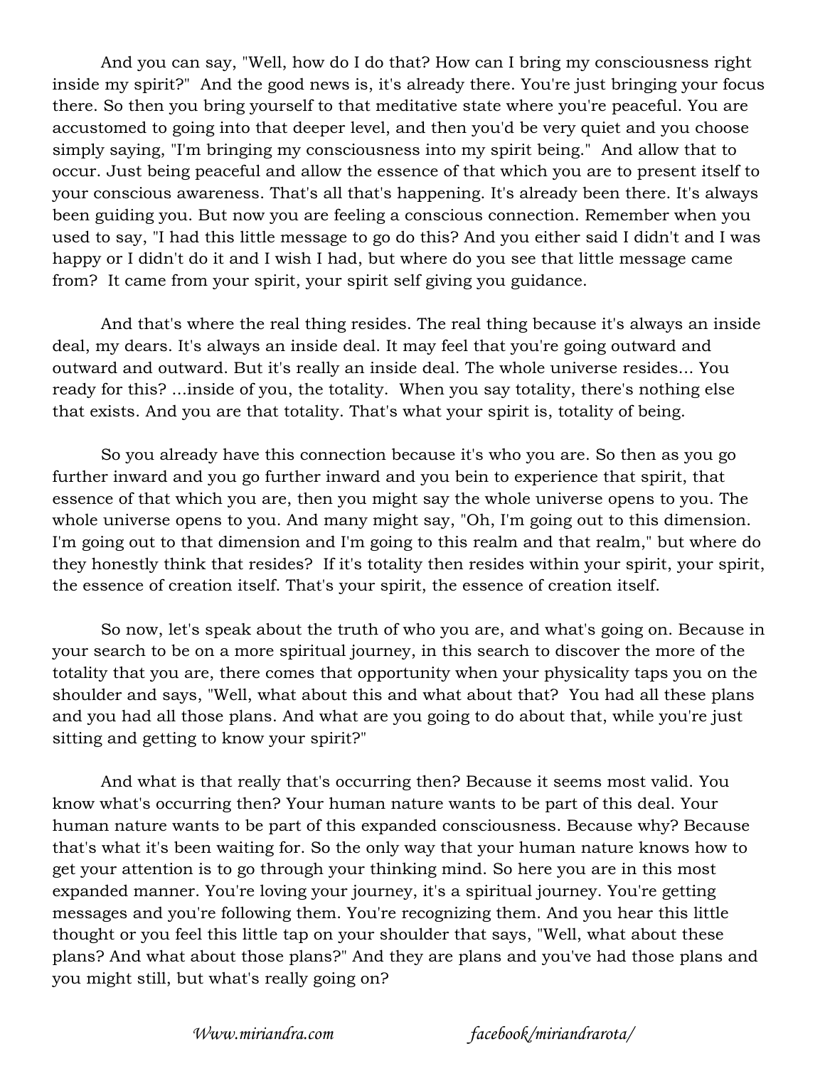And you can say, "Well, how do I do that? How can I bring my consciousness right inside my spirit?" And the good news is, it's already there. You're just bringing your focus there. So then you bring yourself to that meditative state where you're peaceful. You are accustomed to going into that deeper level, and then you'd be very quiet and you choose simply saying, "I'm bringing my consciousness into my spirit being." And allow that to occur. Just being peaceful and allow the essence of that which you are to present itself to your conscious awareness. That's all that's happening. It's already been there. It's always been guiding you. But now you are feeling a conscious connection. Remember when you used to say, "I had this little message to go do this? And you either said I didn't and I was happy or I didn't do it and I wish I had, but where do you see that little message came from? It came from your spirit, your spirit self giving you guidance.

And that's where the real thing resides. The real thing because it's always an inside deal, my dears. It's always an inside deal. It may feel that you're going outward and outward and outward. But it's really an inside deal. The whole universe resides... You ready for this? ...inside of you, the totality. When you say totality, there's nothing else that exists. And you are that totality. That's what your spirit is, totality of being.

So you already have this connection because it's who you are. So then as you go further inward and you go further inward and you bein to experience that spirit, that essence of that which you are, then you might say the whole universe opens to you. The whole universe opens to you. And many might say, "Oh, I'm going out to this dimension. I'm going out to that dimension and I'm going to this realm and that realm," but where do they honestly think that resides? If it's totality then resides within your spirit, your spirit, the essence of creation itself. That's your spirit, the essence of creation itself.

So now, let's speak about the truth of who you are, and what's going on. Because in your search to be on a more spiritual journey, in this search to discover the more of the totality that you are, there comes that opportunity when your physicality taps you on the shoulder and says, "Well, what about this and what about that? You had all these plans and you had all those plans. And what are you going to do about that, while you're just sitting and getting to know your spirit?"

And what is that really that's occurring then? Because it seems most valid. You know what's occurring then? Your human nature wants to be part of this deal. Your human nature wants to be part of this expanded consciousness. Because why? Because that's what it's been waiting for. So the only way that your human nature knows how to get your attention is to go through your thinking mind. So here you are in this most expanded manner. You're loving your journey, it's a spiritual journey. You're getting messages and you're following them. You're recognizing them. And you hear this little thought or you feel this little tap on your shoulder that says, "Well, what about these plans? And what about those plans?" And they are plans and you've had those plans and you might still, but what's really going on?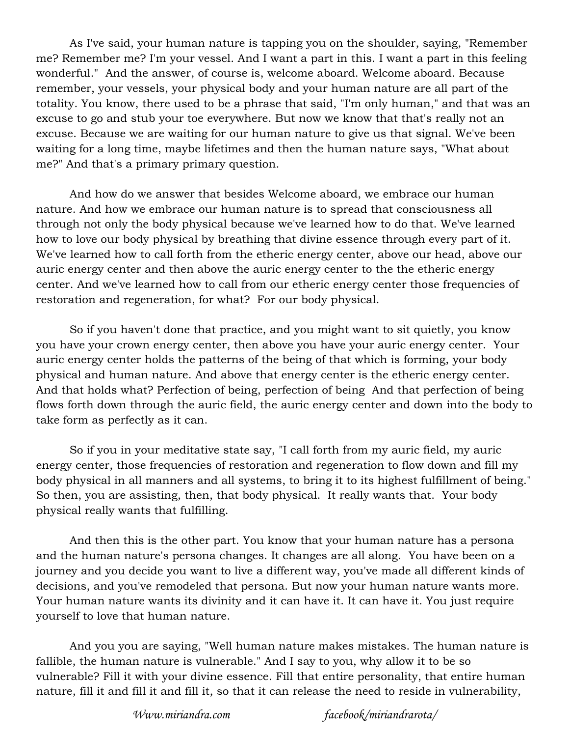As I've said, your human nature is tapping you on the shoulder, saying, "Remember me? Remember me? I'm your vessel. And I want a part in this. I want a part in this feeling wonderful." And the answer, of course is, welcome aboard. Welcome aboard. Because remember, your vessels, your physical body and your human nature are all part of the totality. You know, there used to be a phrase that said, "I'm only human," and that was an excuse to go and stub your toe everywhere. But now we know that that's really not an excuse. Because we are waiting for our human nature to give us that signal. We've been waiting for a long time, maybe lifetimes and then the human nature says, "What about me?" And that's a primary primary question.

And how do we answer that besides Welcome aboard, we embrace our human nature. And how we embrace our human nature is to spread that consciousness all through not only the body physical because we've learned how to do that. We've learned how to love our body physical by breathing that divine essence through every part of it. We've learned how to call forth from the etheric energy center, above our head, above our auric energy center and then above the auric energy center to the the etheric energy center. And we've learned how to call from our etheric energy center those frequencies of restoration and regeneration, for what? For our body physical.

So if you haven't done that practice, and you might want to sit quietly, you know you have your crown energy center, then above you have your auric energy center. Your auric energy center holds the patterns of the being of that which is forming, your body physical and human nature. And above that energy center is the etheric energy center. And that holds what? Perfection of being, perfection of being And that perfection of being flows forth down through the auric field, the auric energy center and down into the body to take form as perfectly as it can.

So if you in your meditative state say, "I call forth from my auric field, my auric energy center, those frequencies of restoration and regeneration to flow down and fill my body physical in all manners and all systems, to bring it to its highest fulfillment of being." So then, you are assisting, then, that body physical. It really wants that. Your body physical really wants that fulfilling.

And then this is the other part. You know that your human nature has a persona and the human nature's persona changes. It changes are all along. You have been on a journey and you decide you want to live a different way, you've made all different kinds of decisions, and you've remodeled that persona. But now your human nature wants more. Your human nature wants its divinity and it can have it. It can have it. You just require yourself to love that human nature.

And you you are saying, "Well human nature makes mistakes. The human nature is fallible, the human nature is vulnerable." And I say to you, why allow it to be so vulnerable? Fill it with your divine essence. Fill that entire personality, that entire human nature, fill it and fill it and fill it, so that it can release the need to reside in vulnerability,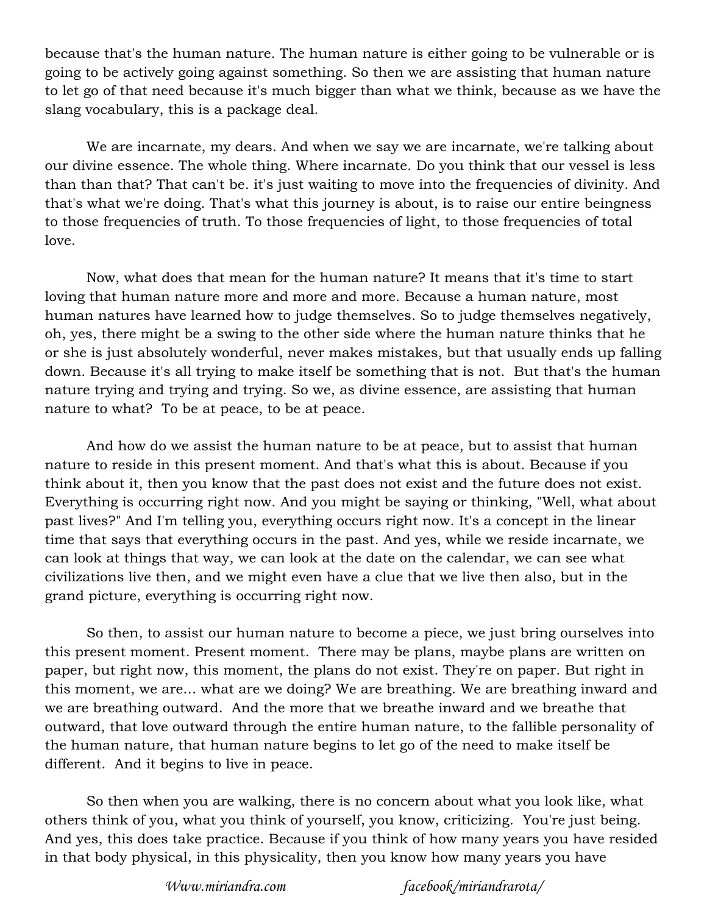because that's the human nature. The human nature is either going to be vulnerable or is going to be actively going against something. So then we are assisting that human nature to let go of that need because it's much bigger than what we think, because as we have the slang vocabulary, this is a package deal.

We are incarnate, my dears. And when we say we are incarnate, we're talking about our divine essence. The whole thing. Where incarnate. Do you think that our vessel is less than than that? That can't be. it's just waiting to move into the frequencies of divinity. And that's what we're doing. That's what this journey is about, is to raise our entire beingness to those frequencies of truth. To those frequencies of light, to those frequencies of total love.

Now, what does that mean for the human nature? It means that it's time to start loving that human nature more and more and more. Because a human nature, most human natures have learned how to judge themselves. So to judge themselves negatively, oh, yes, there might be a swing to the other side where the human nature thinks that he or she is just absolutely wonderful, never makes mistakes, but that usually ends up falling down. Because it's all trying to make itself be something that is not. But that's the human nature trying and trying and trying. So we, as divine essence, are assisting that human nature to what? To be at peace, to be at peace.

And how do we assist the human nature to be at peace, but to assist that human nature to reside in this present moment. And that's what this is about. Because if you think about it, then you know that the past does not exist and the future does not exist. Everything is occurring right now. And you might be saying or thinking, "Well, what about past lives?" And I'm telling you, everything occurs right now. It's a concept in the linear time that says that everything occurs in the past. And yes, while we reside incarnate, we can look at things that way, we can look at the date on the calendar, we can see what civilizations live then, and we might even have a clue that we live then also, but in the grand picture, everything is occurring right now.

So then, to assist our human nature to become a piece, we just bring ourselves into this present moment. Present moment. There may be plans, maybe plans are written on paper, but right now, this moment, the plans do not exist. They're on paper. But right in this moment, we are... what are we doing? We are breathing. We are breathing inward and we are breathing outward. And the more that we breathe inward and we breathe that outward, that love outward through the entire human nature, to the fallible personality of the human nature, that human nature begins to let go of the need to make itself be different. And it begins to live in peace.

So then when you are walking, there is no concern about what you look like, what others think of you, what you think of yourself, you know, criticizing. You're just being. And yes, this does take practice. Because if you think of how many years you have resided in that body physical, in this physicality, then you know how many years you have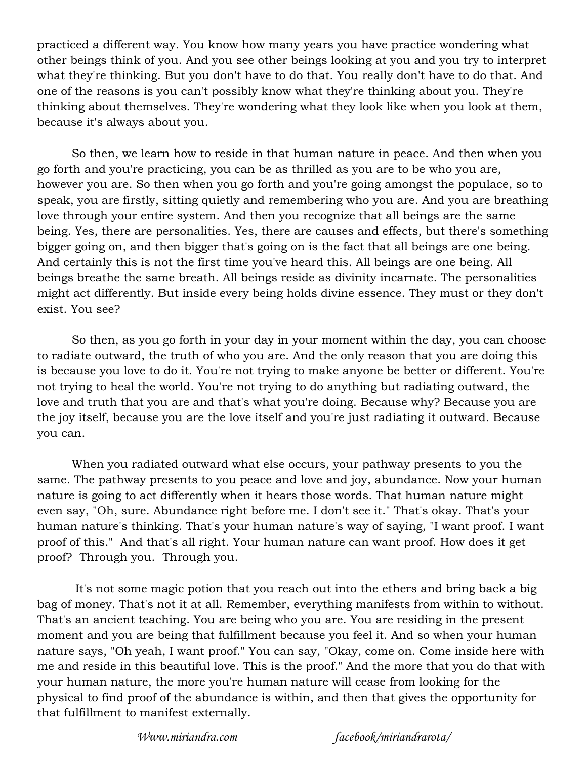practiced a different way. You know how many years you have practice wondering what other beings think of you. And you see other beings looking at you and you try to interpret what they're thinking. But you don't have to do that. You really don't have to do that. And one of the reasons is you can't possibly know what they're thinking about you. They're thinking about themselves. They're wondering what they look like when you look at them, because it's always about you.

So then, we learn how to reside in that human nature in peace. And then when you go forth and you're practicing, you can be as thrilled as you are to be who you are, however you are. So then when you go forth and you're going amongst the populace, so to speak, you are firstly, sitting quietly and remembering who you are. And you are breathing love through your entire system. And then you recognize that all beings are the same being. Yes, there are personalities. Yes, there are causes and effects, but there's something bigger going on, and then bigger that's going on is the fact that all beings are one being. And certainly this is not the first time you've heard this. All beings are one being. All beings breathe the same breath. All beings reside as divinity incarnate. The personalities might act differently. But inside every being holds divine essence. They must or they don't exist. You see?

So then, as you go forth in your day in your moment within the day, you can choose to radiate outward, the truth of who you are. And the only reason that you are doing this is because you love to do it. You're not trying to make anyone be better or different. You're not trying to heal the world. You're not trying to do anything but radiating outward, the love and truth that you are and that's what you're doing. Because why? Because you are the joy itself, because you are the love itself and you're just radiating it outward. Because you can.

When you radiated outward what else occurs, your pathway presents to you the same. The pathway presents to you peace and love and joy, abundance. Now your human nature is going to act differently when it hears those words. That human nature might even say, "Oh, sure. Abundance right before me. I don't see it." That's okay. That's your human nature's thinking. That's your human nature's way of saying, "I want proof. I want proof of this." And that's all right. Your human nature can want proof. How does it get proof? Through you. Through you.

It's not some magic potion that you reach out into the ethers and bring back a big bag of money. That's not it at all. Remember, everything manifests from within to without. That's an ancient teaching. You are being who you are. You are residing in the present moment and you are being that fulfillment because you feel it. And so when your human nature says, "Oh yeah, I want proof." You can say, "Okay, come on. Come inside here with me and reside in this beautiful love. This is the proof." And the more that you do that with your human nature, the more you're human nature will cease from looking for the physical to find proof of the abundance is within, and then that gives the opportunity for that fulfillment to manifest externally.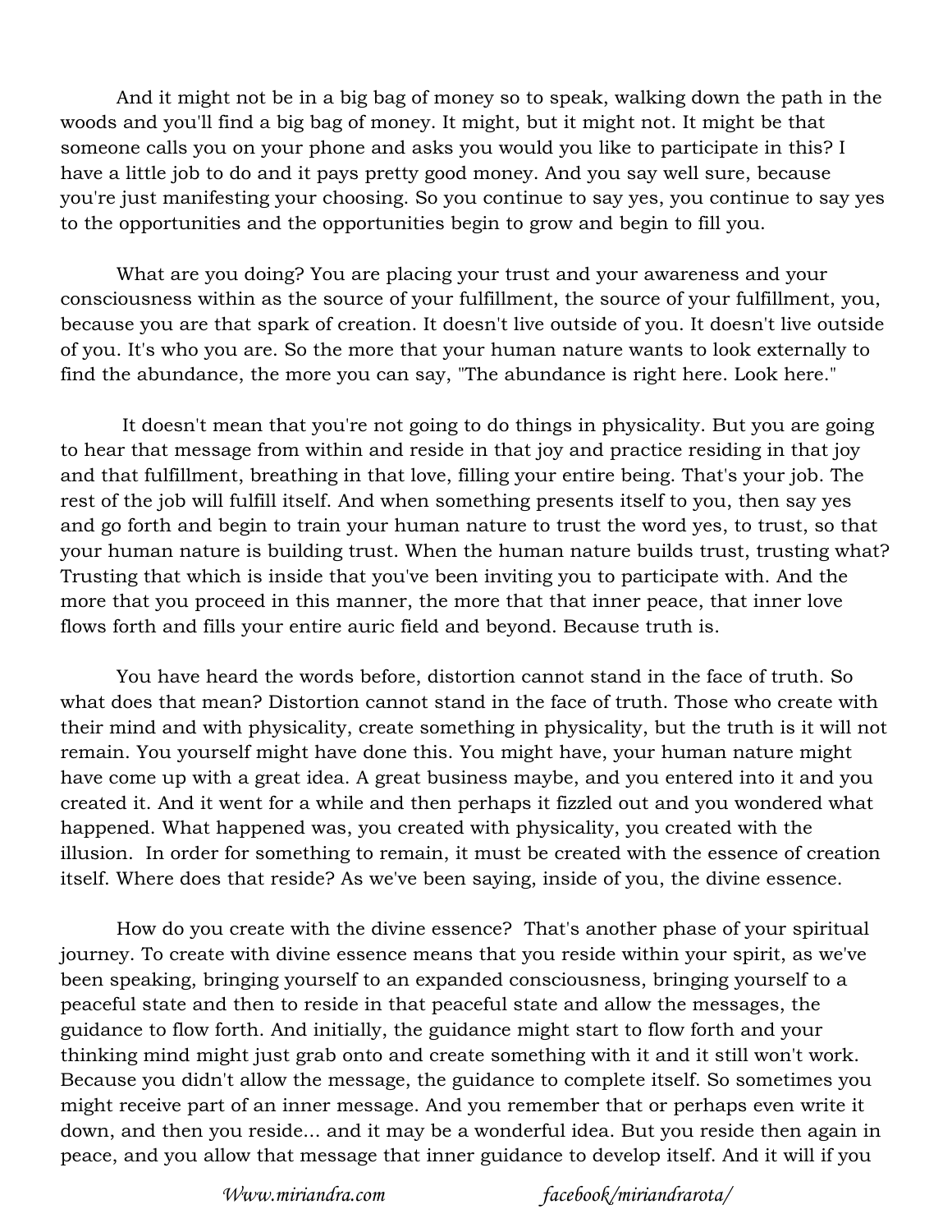And it might not be in a big bag of money so to speak, walking down the path in the woods and you'll find a big bag of money. It might, but it might not. It might be that someone calls you on your phone and asks you would you like to participate in this? I have a little job to do and it pays pretty good money. And you say well sure, because you're just manifesting your choosing. So you continue to say yes, you continue to say yes to the opportunities and the opportunities begin to grow and begin to fill you.

What are you doing? You are placing your trust and your awareness and your consciousness within as the source of your fulfillment, the source of your fulfillment, you, because you are that spark of creation. It doesn't live outside of you. It doesn't live outside of you. It's who you are. So the more that your human nature wants to look externally to find the abundance, the more you can say, "The abundance is right here. Look here."

It doesn't mean that you're not going to do things in physicality. But you are going to hear that message from within and reside in that joy and practice residing in that joy and that fulfillment, breathing in that love, filling your entire being. That's your job. The rest of the job will fulfill itself. And when something presents itself to you, then say yes and go forth and begin to train your human nature to trust the word yes, to trust, so that your human nature is building trust. When the human nature builds trust, trusting what? Trusting that which is inside that you've been inviting you to participate with. And the more that you proceed in this manner, the more that that inner peace, that inner love flows forth and fills your entire auric field and beyond. Because truth is.

You have heard the words before, distortion cannot stand in the face of truth. So what does that mean? Distortion cannot stand in the face of truth. Those who create with their mind and with physicality, create something in physicality, but the truth is it will not remain. You yourself might have done this. You might have, your human nature might have come up with a great idea. A great business maybe, and you entered into it and you created it. And it went for a while and then perhaps it fizzled out and you wondered what happened. What happened was, you created with physicality, you created with the illusion. In order for something to remain, it must be created with the essence of creation itself. Where does that reside? As we've been saying, inside of you, the divine essence.

How do you create with the divine essence? That's another phase of your spiritual journey. To create with divine essence means that you reside within your spirit, as we've been speaking, bringing yourself to an expanded consciousness, bringing yourself to a peaceful state and then to reside in that peaceful state and allow the messages, the guidance to flow forth. And initially, the guidance might start to flow forth and your thinking mind might just grab onto and create something with it and it still won't work. Because you didn't allow the message, the guidance to complete itself. So sometimes you might receive part of an inner message. And you remember that or perhaps even write it down, and then you reside... and it may be a wonderful idea. But you reside then again in peace, and you allow that message that inner guidance to develop itself. And it will if you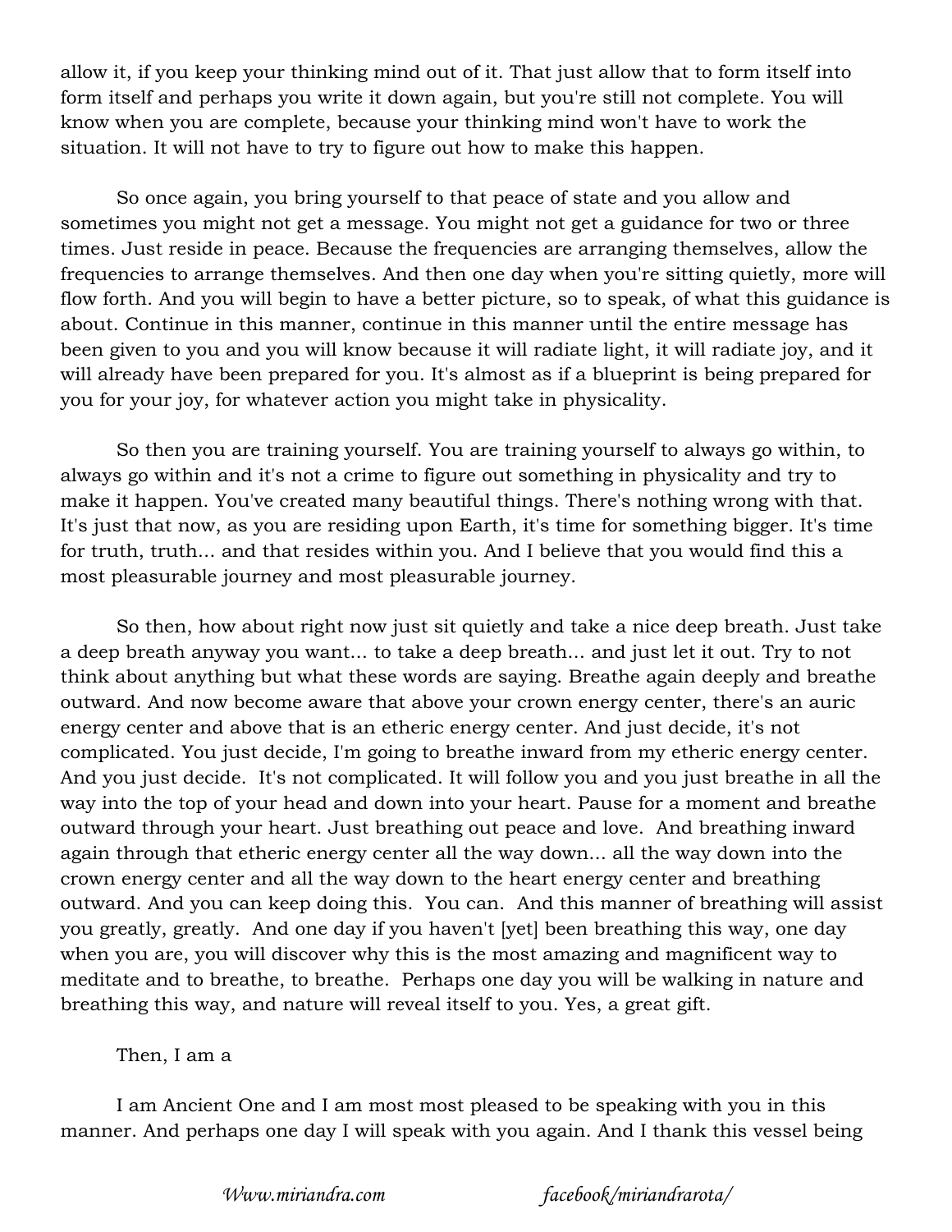allow it, if you keep your thinking mind out of it. That just allow that to form itself into form itself and perhaps you write it down again, but you're still not complete. You will know when you are complete, because your thinking mind won't have to work the situation. It will not have to try to figure out how to make this happen.

So once again, you bring yourself to that peace of state and you allow and sometimes you might not get a message. You might not get a guidance for two or three times. Just reside in peace. Because the frequencies are arranging themselves, allow the frequencies to arrange themselves. And then one day when you're sitting quietly, more will flow forth. And you will begin to have a better picture, so to speak, of what this guidance is about. Continue in this manner, continue in this manner until the entire message has been given to you and you will know because it will radiate light, it will radiate joy, and it will already have been prepared for you. It's almost as if a blueprint is being prepared for you for your joy, for whatever action you might take in physicality.

So then you are training yourself. You are training yourself to always go within, to always go within and it's not a crime to figure out something in physicality and try to make it happen. You've created many beautiful things. There's nothing wrong with that. It's just that now, as you are residing upon Earth, it's time for something bigger. It's time for truth, truth... and that resides within you. And I believe that you would find this a most pleasurable journey and most pleasurable journey.

So then, how about right now just sit quietly and take a nice deep breath. Just take a deep breath anyway you want... to take a deep breath... and just let it out. Try to not think about anything but what these words are saying. Breathe again deeply and breathe outward. And now become aware that above your crown energy center, there's an auric energy center and above that is an etheric energy center. And just decide, it's not complicated. You just decide, I'm going to breathe inward from my etheric energy center. And you just decide. It's not complicated. It will follow you and you just breathe in all the way into the top of your head and down into your heart. Pause for a moment and breathe outward through your heart. Just breathing out peace and love. And breathing inward again through that etheric energy center all the way down... all the way down into the crown energy center and all the way down to the heart energy center and breathing outward. And you can keep doing this. You can. And this manner of breathing will assist you greatly, greatly. And one day if you haven't [yet] been breathing this way, one day when you are, you will discover why this is the most amazing and magnificent way to meditate and to breathe, to breathe. Perhaps one day you will be walking in nature and breathing this way, and nature will reveal itself to you. Yes, a great gift.

Then, I am a

I am Ancient One and I am most most pleased to be speaking with you in this manner. And perhaps one day I will speak with you again. And I thank this vessel being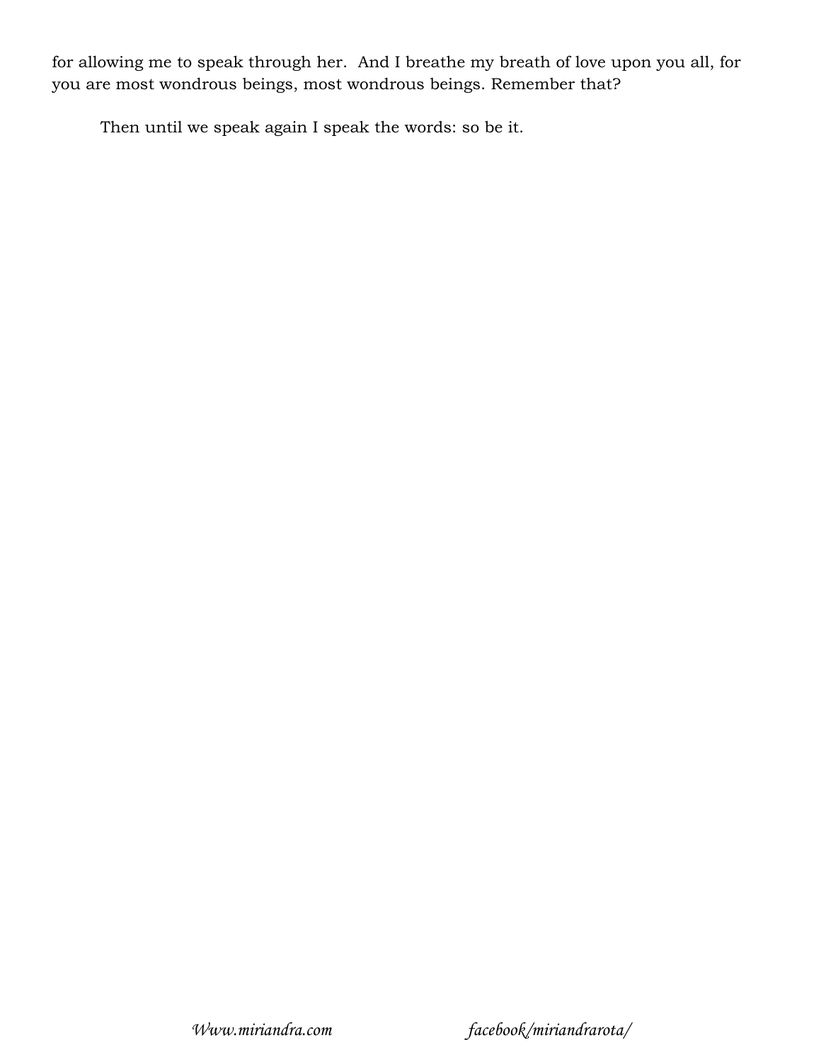for allowing me to speak through her. And I breathe my breath of love upon you all, for you are most wondrous beings, most wondrous beings. Remember that?

Then until we speak again I speak the words: so be it.